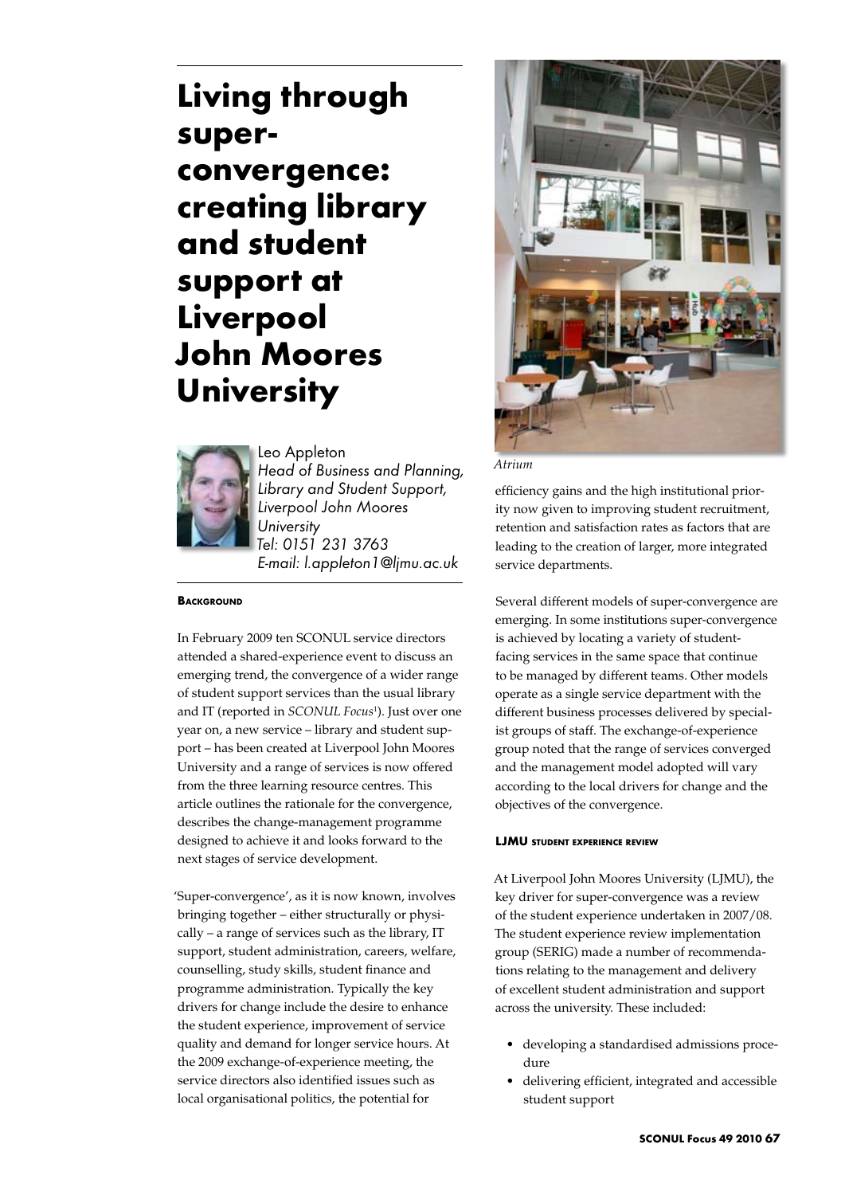# Living through super-convergence: creating library and student support at Liverpool John Moores University

Leo Appleton
*Head of Business and Planning, Library and Student Support, Liverpool John Moores University*
*Tel: 0151 231 3763*
*E-mail: l.appleton1@ljmu.ac.uk*

## Background

In February 2009 ten SCONUL service directors attended a shared-experience event to discuss an emerging trend, the convergence of a wider range of student support services than the usual library and IT (reported in *SCONUL Focus*[1]). Just over one year on, a new service – library and student support – has been created at Liverpool John Moores University and a range of services is now offered from the three learning resource centres. This article outlines the rationale for the convergence, describes the change-management programme designed to achieve it and looks forward to the next stages of service development.

'Super-convergence', as it is now known, involves bringing together – either structurally or physically – a range of services such as the library, IT support, student administration, careers, welfare, counselling, study skills, student finance and programme administration. Typically the key drivers for change include the desire to enhance the student experience, improvement of service quality and demand for longer service hours. At the 2009 exchange-of-experience meeting, the service directors also identified issues such as local organisational politics, the potential for efficiency gains and the high institutional priority now given to improving student recruitment, retention and satisfaction rates as factors that are leading to the creation of larger, more integrated service departments.

*Atrium*

Several different models of super-convergence are emerging. In some institutions super-convergence is achieved by locating a variety of student-facing services in the same space that continue to be managed by different teams. Other models operate as a single service department with the different business processes delivered by specialist groups of staff. The exchange-of-experience group noted that the range of services converged and the management model adopted will vary according to the local drivers for change and the objectives of the convergence.

## LJMU student experience review

At Liverpool John Moores University (LJMU), the key driver for super-convergence was a review of the student experience undertaken in 2007/08. The student experience review implementation group (SERIG) made a number of recommendations relating to the management and delivery of excellent student administration and support across the university. These included:

- developing a standardised admissions procedure
- delivering efficient, integrated and accessible student support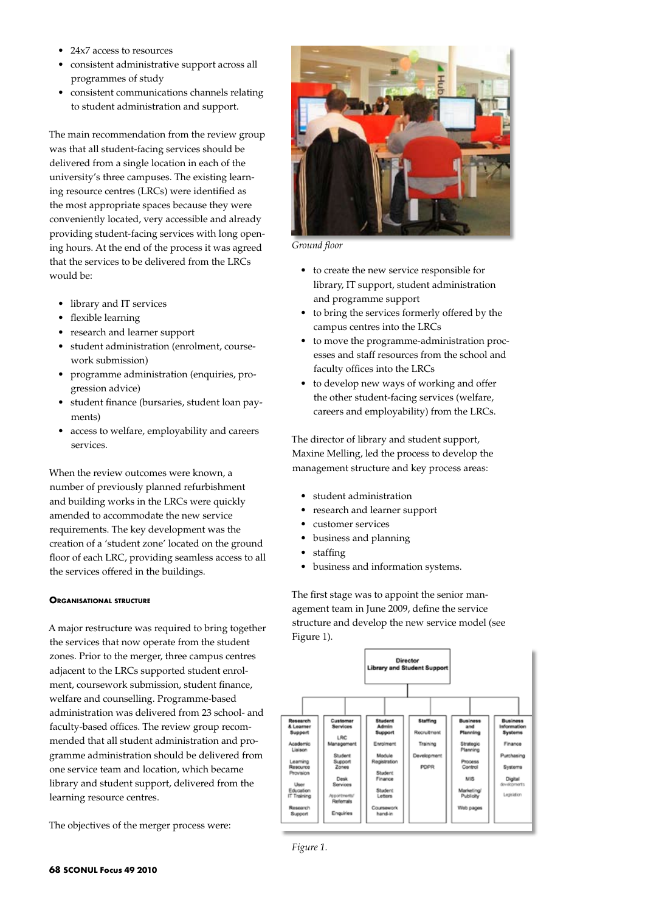- 24x7 access to resources
- consistent administrative support across all programmes of study
- consistent communications channels relating to student administration and support.

The main recommendation from the review group was that all student-facing services should be delivered from a single location in each of the university's three campuses. The existing learning resource centres (LRCs) were identified as the most appropriate spaces because they were conveniently located, very accessible and already providing student-facing services with long opening hours. At the end of the process it was agreed that the services to be delivered from the LRCs would be:

- library and IT services
- flexible learning
- research and learner support
- student administration (enrolment, coursework submission)
- programme administration (enquiries, progression advice)
- student finance (bursaries, student loan payments)
- access to welfare, employability and careers services.

When the review outcomes were known, a number of previously planned refurbishment and building works in the LRCs were quickly amended to accommodate the new service requirements. The key development was the creation of a 'student zone' located on the ground floor of each LRC, providing seamless access to all the services offered in the buildings.

### Organisational structure

A major restructure was required to bring together the services that now operate from the student zones. Prior to the merger, three campus centres adjacent to the LRCs supported student enrolment, coursework submission, student finance, welfare and counselling. Programme-based administration was delivered from 23 school- and faculty-based offices. The review group recommended that all student administration and programme administration should be delivered from one service team and location, which became library and student support, delivered from the learning resource centres.

The objectives of the merger process were:

*Ground floor*

- to create the new service responsible for library, IT support, student administration and programme support
- to bring the services formerly offered by the campus centres into the LRCs
- to move the programme-administration processes and staff resources from the school and faculty offices into the LRCs
- to develop new ways of working and offer the other student-facing services (welfare, careers and employability) from the LRCs.

The director of library and student support, Maxine Melling, led the process to develop the management structure and key process areas:

- student administration
- research and learner support
- customer services
- business and planning
- staffing
- business and information systems.

The first stage was to appoint the senior management team in June 2009, define the service structure and develop the new service model (see Figure 1).

**Director Library and Student Support**

| Research & Learner Support | Customer Services | Student Admin Support | Staffing | Business and Planning | Business Information Systems |
|---|---|---|---|---|---|
| Academic Liaison | LRC Management | Enrolment | Recruitment | Strategic Planning | Finance |
| Learning Resource Provision | Student Support Zones | Module Registration | Training | Process Control | Purchasing |
| User Education IT Training | Desk Services | Student Finance | Development | MIS | Systems |
| Research Support | Appointments/ Referrals | Student Letters | PDPR | Marketing/ Publicity | Digital developments |
| | Enquiries | Coursework hand-in | | Web pages | Legislation |

*Figure 1.*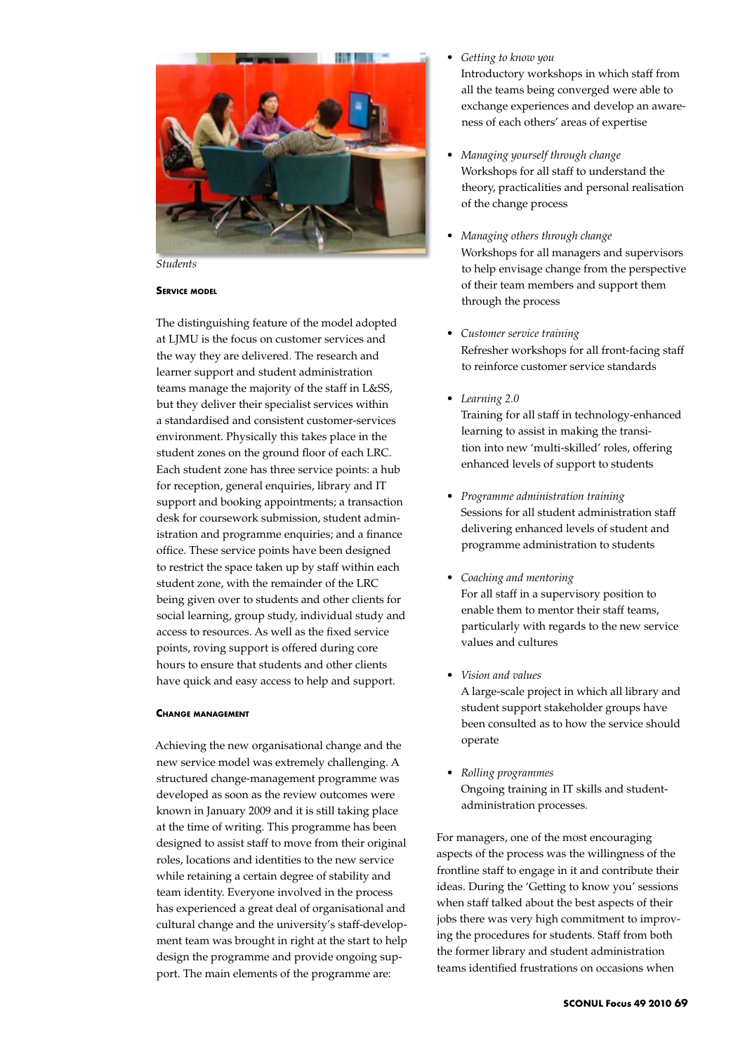*Students*

### Service model

The distinguishing feature of the model adopted at LJMU is the focus on customer services and the way they are delivered. The research and learner support and student administration teams manage the majority of the staff in L&SS, but they deliver their specialist services within a standardised and consistent customer-services environment. Physically this takes place in the student zones on the ground floor of each LRC. Each student zone has three service points: a hub for reception, general enquiries, library and IT support and booking appointments; a transaction desk for coursework submission, student administration and programme enquiries; and a finance office. These service points have been designed to restrict the space taken up by staff within each student zone, with the remainder of the LRC being given over to students and other clients for social learning, group study, individual study and access to resources. As well as the fixed service points, roving support is offered during core hours to ensure that students and other clients have quick and easy access to help and support.

### Change management

Achieving the new organisational change and the new service model was extremely challenging. A structured change-management programme was developed as soon as the review outcomes were known in January 2009 and it is still taking place at the time of writing. This programme has been designed to assist staff to move from their original roles, locations and identities to the new service while retaining a certain degree of stability and team identity. Everyone involved in the process has experienced a great deal of organisational and cultural change and the university's staff-development team was brought in right at the start to help design the programme and provide ongoing support. The main elements of the programme are:

- *Getting to know you*
  Introductory workshops in which staff from all the teams being converged were able to exchange experiences and develop an awareness of each others' areas of expertise
- *Managing yourself through change*
  Workshops for all staff to understand the theory, practicalities and personal realisation of the change process
- *Managing others through change*
  Workshops for all managers and supervisors to help envisage change from the perspective of their team members and support them through the process
- *Customer service training*
  Refresher workshops for all front-facing staff to reinforce customer service standards
- *Learning 2.0*
  Training for all staff in technology-enhanced learning to assist in making the transition into new 'multi-skilled' roles, offering enhanced levels of support to students
- *Programme administration training*
  Sessions for all student administration staff delivering enhanced levels of student and programme administration to students
- *Coaching and mentoring*
  For all staff in a supervisory position to enable them to mentor their staff teams, particularly with regards to the new service values and cultures
- *Vision and values*
  A large-scale project in which all library and student support stakeholder groups have been consulted as to how the service should operate
- *Rolling programmes*
  Ongoing training in IT skills and student-administration processes.

For managers, one of the most encouraging aspects of the process was the willingness of the frontline staff to engage in it and contribute their ideas. During the 'Getting to know you' sessions when staff talked about the best aspects of their jobs there was very high commitment to improving the procedures for students. Staff from both the former library and student administration teams identified frustrations on occasions when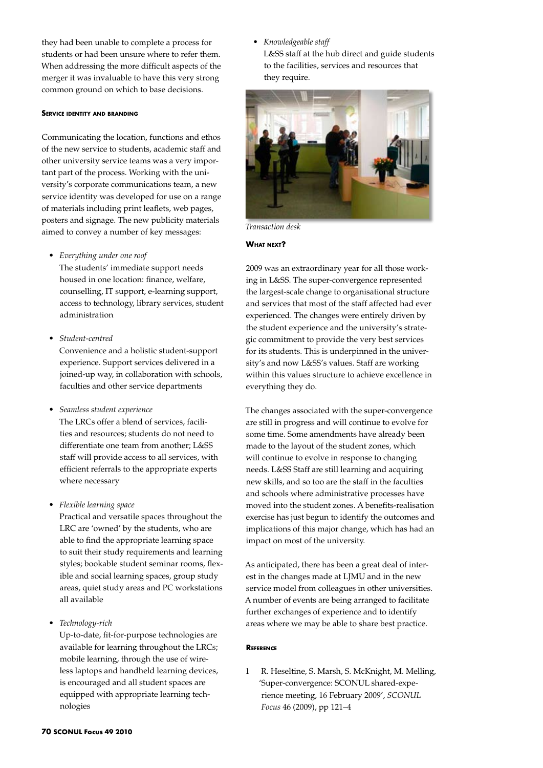they had been unable to complete a process for students or had been unsure where to refer them. When addressing the more difficult aspects of the merger it was invaluable to have this very strong common ground on which to base decisions.

#### Service identity and branding

Communicating the location, functions and ethos of the new service to students, academic staff and other university service teams was a very important part of the process. Working with the university's corporate communications team, a new service identity was developed for use on a range of materials including print leaflets, web pages, posters and signage. The new publicity materials aimed to convey a number of key messages:

- *Everything under one roof*
  The students' immediate support needs housed in one location: finance, welfare, counselling, IT support, e-learning support, access to technology, library services, student administration
- *Student-centred*
  Convenience and a holistic student-support experience. Support services delivered in a joined-up way, in collaboration with schools, faculties and other service departments
- *Seamless student experience*
  The LRCs offer a blend of services, facilities and resources; students do not need to differentiate one team from another; L&SS staff will provide access to all services, with efficient referrals to the appropriate experts where necessary
- *Flexible learning space*
  Practical and versatile spaces throughout the LRC are 'owned' by the students, who are able to find the appropriate learning space to suit their study requirements and learning styles; bookable student seminar rooms, flexible and social learning spaces, group study areas, quiet study areas and PC workstations all available
- *Technology-rich*
  Up-to-date, fit-for-purpose technologies are available for learning throughout the LRCs; mobile learning, through the use of wireless laptops and handheld learning devices, is encouraged and all student spaces are equipped with appropriate learning technologies
- *Knowledgeable staff*
  L&SS staff at the hub direct and guide students to the facilities, services and resources that they require.

*Transaction desk*

#### What next?

2009 was an extraordinary year for all those working in L&SS. The super-convergence represented the largest-scale change to organisational structure and services that most of the staff affected had ever experienced. The changes were entirely driven by the student experience and the university's strategic commitment to provide the very best services for its students. This is underpinned in the university's and now L&SS's values. Staff are working within this values structure to achieve excellence in everything they do.

The changes associated with the super-convergence are still in progress and will continue to evolve for some time. Some amendments have already been made to the layout of the student zones, which will continue to evolve in response to changing needs. L&SS Staff are still learning and acquiring new skills, and so too are the staff in the faculties and schools where administrative processes have moved into the student zones. A benefits-realisation exercise has just begun to identify the outcomes and implications of this major change, which has had an impact on most of the university.

As anticipated, there has been a great deal of interest in the changes made at LJMU and in the new service model from colleagues in other universities. A number of events are being arranged to facilitate further exchanges of experience and to identify areas where we may be able to share best practice.

#### Reference

1 R. Heseltine, S. Marsh, S. McKnight, M. Melling, 'Super-convergence: SCONUL shared-experience meeting, 16 February 2009', *SCONUL Focus* 46 (2009), pp 121–4